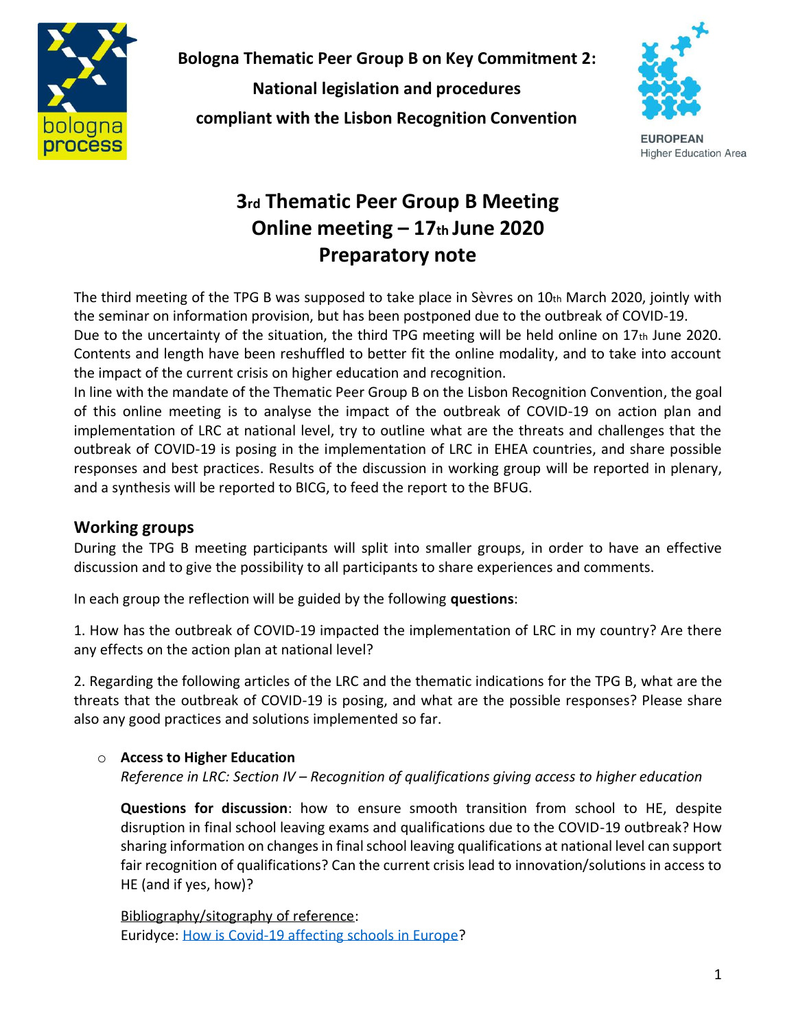**Bologna Thematic Peer Group B on Key Commitment 2:**
**National legislation and procedures**
**compliant with the Lisbon Recognition Convention**

EUROPEAN
Higher Education Area

# 3rd Thematic Peer Group B Meeting
# Online meeting – 17th June 2020
# Preparatory note

The third meeting of the TPG B was supposed to take place in Sèvres on 10th March 2020, jointly with the seminar on information provision, but has been postponed due to the outbreak of COVID-19.
Due to the uncertainty of the situation, the third TPG meeting will be held online on 17th June 2020. Contents and length have been reshuffled to better fit the online modality, and to take into account the impact of the current crisis on higher education and recognition.
In line with the mandate of the Thematic Peer Group B on the Lisbon Recognition Convention, the goal of this online meeting is to analyse the impact of the outbreak of COVID-19 on action plan and implementation of LRC at national level, try to outline what are the threats and challenges that the outbreak of COVID-19 is posing in the implementation of LRC in EHEA countries, and share possible responses and best practices. Results of the discussion in working group will be reported in plenary, and a synthesis will be reported to BICG, to feed the report to the BFUG.

## Working groups

During the TPG B meeting participants will split into smaller groups, in order to have an effective discussion and to give the possibility to all participants to share experiences and comments.

In each group the reflection will be guided by the following **questions**:

1. How has the outbreak of COVID-19 impacted the implementation of LRC in my country? Are there any effects on the action plan at national level?

2. Regarding the following articles of the LRC and the thematic indications for the TPG B, what are the threats that the outbreak of COVID-19 is posing, and what are the possible responses? Please share also any good practices and solutions implemented so far.

- **Access to Higher Education**
  *Reference in LRC: Section IV – Recognition of qualifications giving access to higher education*

  **Questions for discussion**: how to ensure smooth transition from school to HE, despite disruption in final school leaving exams and qualifications due to the COVID-19 outbreak? How sharing information on changes in final school leaving qualifications at national level can support fair recognition of qualifications? Can the current crisis lead to innovation/solutions in access to HE (and if yes, how)?

  Bibliography/sitography of reference:
  Euridyce: [How is Covid-19 affecting schools in Europe]?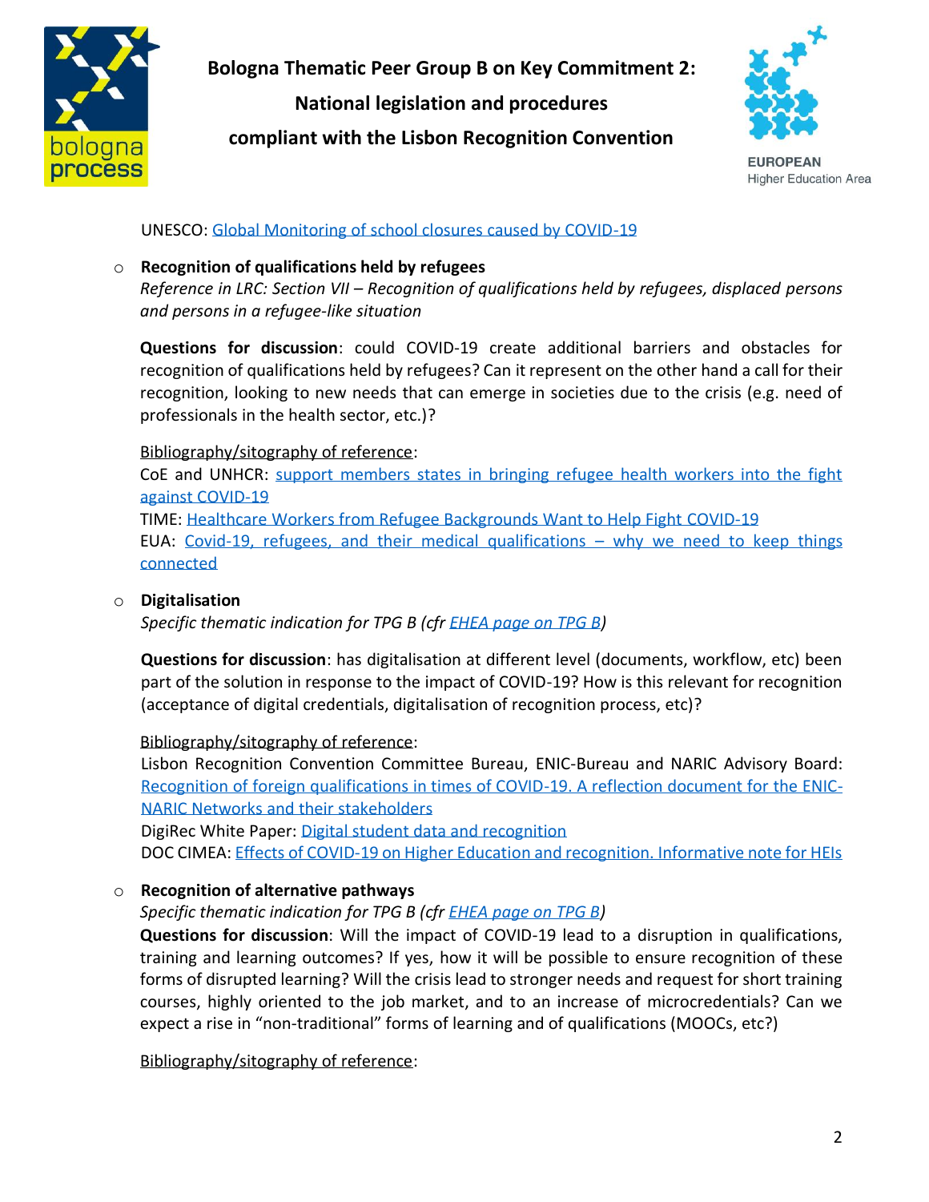UNESCO: [Global Monitoring of school closures caused by COVID-19]

- **Recognition of qualifications held by refugees**
  *Reference in LRC: Section VII – Recognition of qualifications held by refugees, displaced persons and persons in a refugee-like situation*

  **Questions for discussion**: could COVID-19 create additional barriers and obstacles for recognition of qualifications held by refugees? Can it represent on the other hand a call for their recognition, looking to new needs that can emerge in societies due to the crisis (e.g. need of professionals in the health sector, etc.)?

  Bibliography/sitography of reference:
  CoE and UNHCR: support members states in bringing refugee health workers into the fight against COVID-19
  TIME: Healthcare Workers from Refugee Backgrounds Want to Help Fight COVID-19
  EUA: Covid-19, refugees, and their medical qualifications – why we need to keep things connected

- **Digitalisation**
  *Specific thematic indication for TPG B (cfr EHEA page on TPG B)*

  **Questions for discussion**: has digitalisation at different level (documents, workflow, etc) been part of the solution in response to the impact of COVID-19? How is this relevant for recognition (acceptance of digital credentials, digitalisation of recognition process, etc)?

  Bibliography/sitography of reference:
  Lisbon Recognition Convention Committee Bureau, ENIC-Bureau and NARIC Advisory Board: Recognition of foreign qualifications in times of COVID-19. A reflection document for the ENIC-NARIC Networks and their stakeholders
  DigiRec White Paper: Digital student data and recognition
  DOC CIMEA: Effects of COVID-19 on Higher Education and recognition. Informative note for HEIs

- **Recognition of alternative pathways**
  *Specific thematic indication for TPG B (cfr EHEA page on TPG B)*
  **Questions for discussion**: Will the impact of COVID-19 lead to a disruption in qualifications, training and learning outcomes? If yes, how it will be possible to ensure recognition of these forms of disrupted learning? Will the crisis lead to stronger needs and request for short training courses, highly oriented to the job market, and to an increase of microcredentials? Can we expect a rise in "non-traditional" forms of learning and of qualifications (MOOCs, etc?)

  Bibliography/sitography of reference: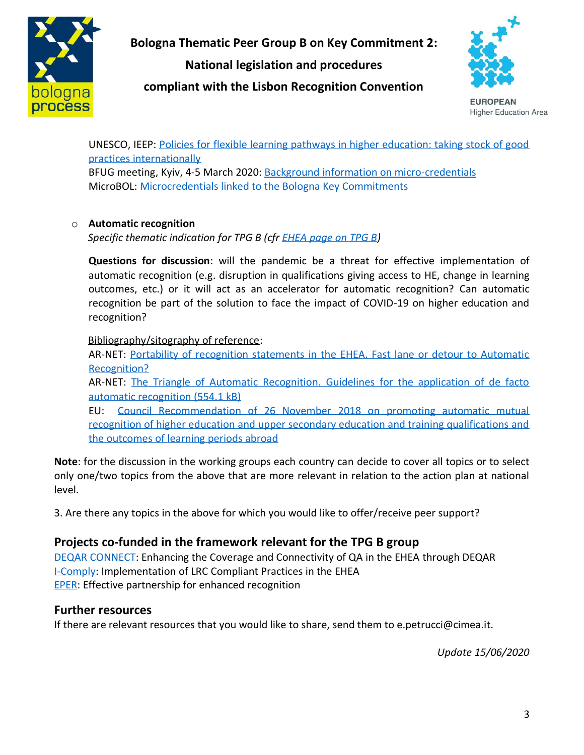UNESCO, IIEP: Policies for flexible learning pathways in higher education: taking stock of good practices internationally
BFUG meeting, Kyiv, 4-5 March 2020: Background information on micro-credentials
MicroBOL: Microcredentials linked to the Bologna Key Commitments

- **Automatic recognition**
  *Specific thematic indication for TPG B (cfr EHEA page on TPG B)*

  **Questions for discussion**: will the pandemic be a threat for effective implementation of automatic recognition (e.g. disruption in qualifications giving access to HE, change in learning outcomes, etc.) or it will act as an accelerator for automatic recognition? Can automatic recognition be part of the solution to face the impact of COVID-19 on higher education and recognition?

  Bibliography/sitography of reference:
  AR-NET: Portability of recognition statements in the EHEA. Fast lane or detour to Automatic Recognition?
  AR-NET: The Triangle of Automatic Recognition. Guidelines for the application of de facto automatic recognition (554.1 kB)
  EU: Council Recommendation of 26 November 2018 on promoting automatic mutual recognition of higher education and upper secondary education and training qualifications and the outcomes of learning periods abroad

**Note**: for the discussion in the working groups each country can decide to cover all topics or to select only one/two topics from the above that are more relevant in relation to the action plan at national level.

3. Are there any topics in the above for which you would like to offer/receive peer support?

## Projects co-funded in the framework relevant for the TPG B group

DEQAR CONNECT: Enhancing the Coverage and Connectivity of QA in the EHEA through DEQAR
I-Comply: Implementation of LRC Compliant Practices in the EHEA
EPER: Effective partnership for enhanced recognition

## Further resources

If there are relevant resources that you would like to share, send them to e.petrucci@cimea.it.

*Update 15/06/2020*